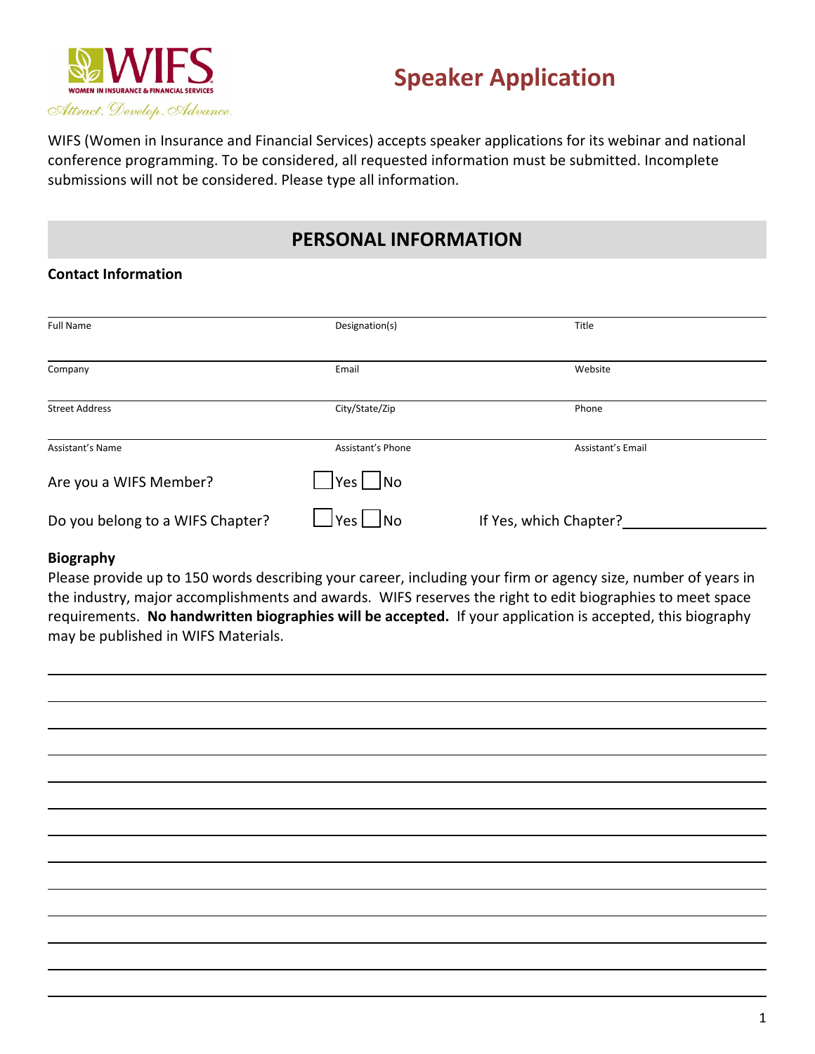WIFS WOMEN IN INSURANCE & FINANCIAL SERVICES

*Attract. Develop. Advance.*

# Speaker Application

WIFS (Women in Insurance and Financial Services) accepts speaker applications for its webinar and national conference programming. To be considered, all requested information must be submitted. Incomplete submissions will not be considered. Please type all information.

## PERSONAL INFORMATION

### Contact Information

| | | |
|---|---|---|
| Full Name | Designation(s) | Title |
| Company | Email | Website |
| Street Address | City/State/Zip | Phone |
| Assistant's Name | Assistant's Phone | Assistant's Email |

Are you a WIFS Member? ☐ Yes ☐ No

Do you belong to a WIFS Chapter? ☐ Yes ☐ No If Yes, which Chapter? ____________

### Biography

Please provide up to 150 words describing your career, including your firm or agency size, number of years in the industry, major accomplishments and awards. WIFS reserves the right to edit biographies to meet space requirements. **No handwritten biographies will be accepted.** If your application is accepted, this biography may be published in WIFS Materials.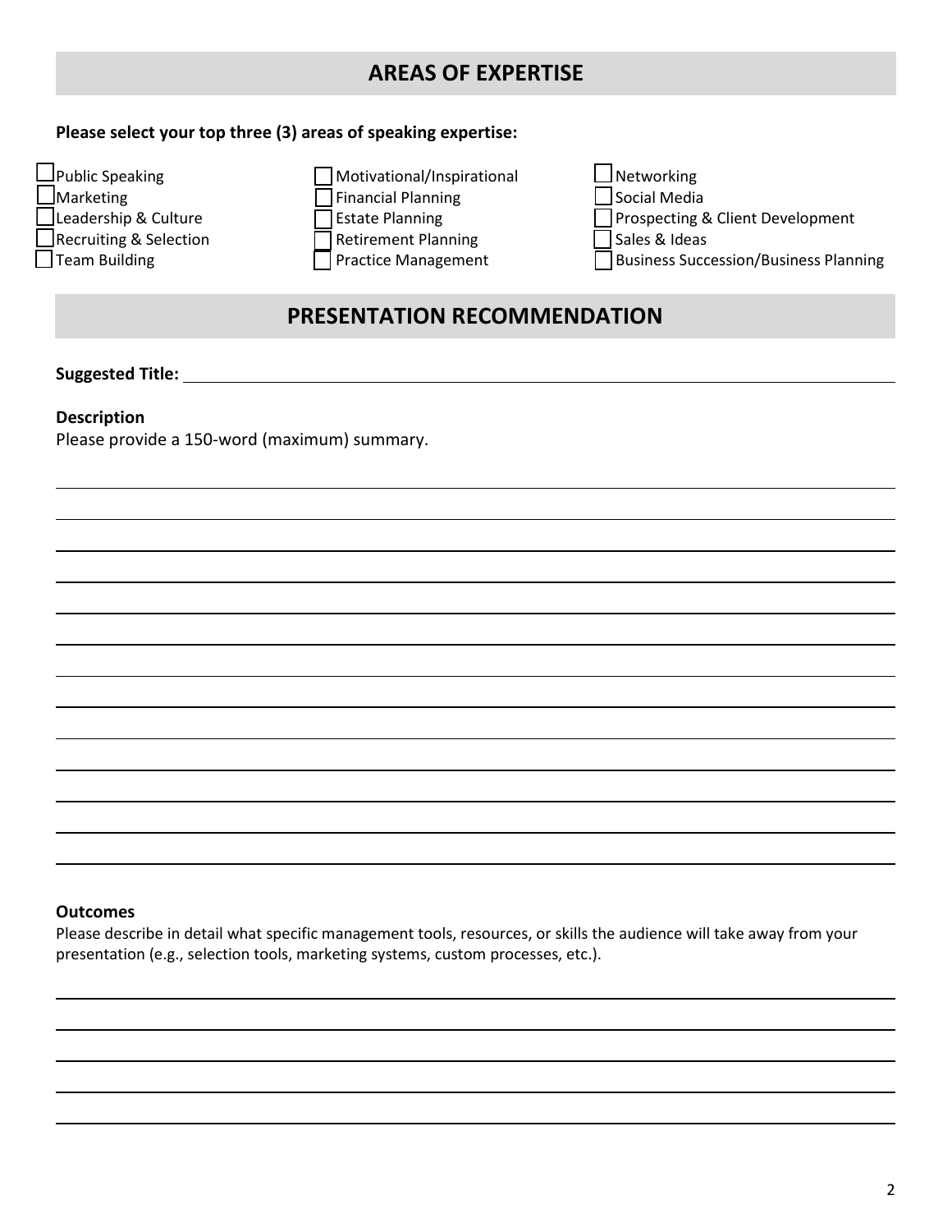## AREAS OF EXPERTISE

**Please select your top three (3) areas of speaking expertise:**

- ☐ Public Speaking
- ☐ Marketing
- ☐ Leadership & Culture
- ☐ Recruiting & Selection
- ☐ Team Building
- ☐ Motivational/Inspirational
- ☐ Financial Planning
- ☐ Estate Planning
- ☐ Retirement Planning
- ☐ Practice Management
- ☐ Networking
- ☐ Social Media
- ☐ Prospecting & Client Development
- ☐ Sales & Ideas
- ☐ Business Succession/Business Planning

## PRESENTATION RECOMMENDATION

**Suggested Title:** ____________________________________________

**Description**

Please provide a 150-word (maximum) summary.

____________________________________________

____________________________________________

____________________________________________

____________________________________________

____________________________________________

____________________________________________

____________________________________________

____________________________________________

____________________________________________

____________________________________________

____________________________________________

____________________________________________

____________________________________________

**Outcomes**

Please describe in detail what specific management tools, resources, or skills the audience will take away from your presentation (e.g., selection tools, marketing systems, custom processes, etc.).

____________________________________________

____________________________________________

____________________________________________

____________________________________________

____________________________________________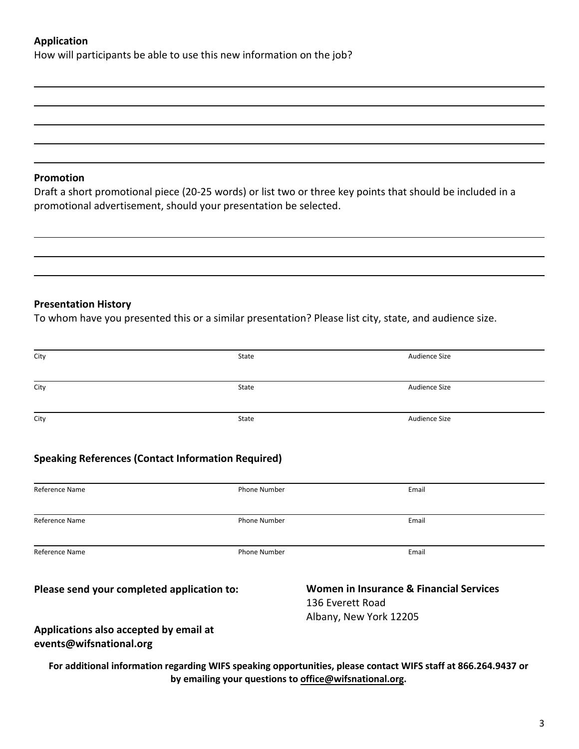**Application**

How will participants be able to use this new information on the job?

**Promotion**

Draft a short promotional piece (20-25 words) or list two or three key points that should be included in a promotional advertisement, should your presentation be selected.

**Presentation History**

To whom have you presented this or a similar presentation? Please list city, state, and audience size.

| City | State | Audience Size |
|---|---|---|
| City | State | Audience Size |
| City | State | Audience Size |

**Speaking References (Contact Information Required)**

| Reference Name | Phone Number | Email |
|---|---|---|
| Reference Name | Phone Number | Email |
| Reference Name | Phone Number | Email |

**Please send your completed application to:**

**Women in Insurance & Financial Services**
136 Everett Road
Albany, New York 12205

**Applications also accepted by email at events@wifsnational.org**

**For additional information regarding WIFS speaking opportunities, please contact WIFS staff at 866.264.9437 or by emailing your questions to office@wifsnational.org.**